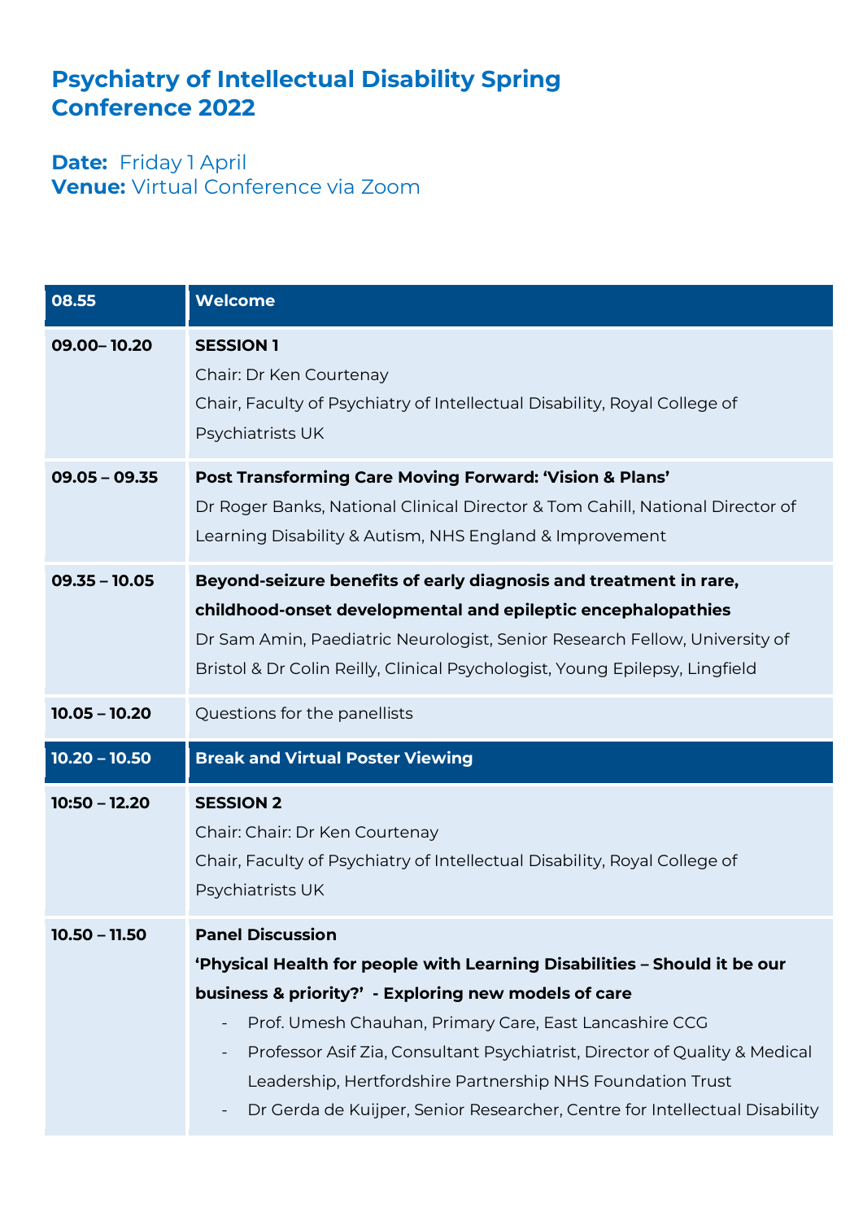# Psychiatry of Intellectual Disability Spring Conference 2022

**Date:** Friday 1 April
**Venue:** Virtual Conference via Zoom

| 08.55 | Welcome |
|---|---|
| 09.00– 10.20 | **SESSION 1**<br>Chair: Dr Ken Courtenay<br>Chair, Faculty of Psychiatry of Intellectual Disability, Royal College of Psychiatrists UK |
| 09.05 – 09.35 | **Post Transforming Care Moving Forward: 'Vision & Plans'**<br>Dr Roger Banks, National Clinical Director & Tom Cahill, National Director of Learning Disability & Autism, NHS England & Improvement |
| 09.35 – 10.05 | **Beyond-seizure benefits of early diagnosis and treatment in rare, childhood-onset developmental and epileptic encephalopathies**<br>Dr Sam Amin, Paediatric Neurologist, Senior Research Fellow, University of Bristol & Dr Colin Reilly, Clinical Psychologist, Young Epilepsy, Lingfield |
| 10.05 – 10.20 | Questions for the panellists |
| **10.20 – 10.50** | **Break and Virtual Poster Viewing** |
| 10:50 – 12.20 | **SESSION 2**<br>Chair: Chair: Dr Ken Courtenay<br>Chair, Faculty of Psychiatry of Intellectual Disability, Royal College of Psychiatrists UK |
| 10.50 – 11.50 | **Panel Discussion**<br>**'Physical Health for people with Learning Disabilities – Should it be our business & priority?' - Exploring new models of care**<br>- Prof. Umesh Chauhan, Primary Care, East Lancashire CCG<br>- Professor Asif Zia, Consultant Psychiatrist, Director of Quality & Medical Leadership, Hertfordshire Partnership NHS Foundation Trust<br>- Dr Gerda de Kuijper, Senior Researcher, Centre for Intellectual Disability |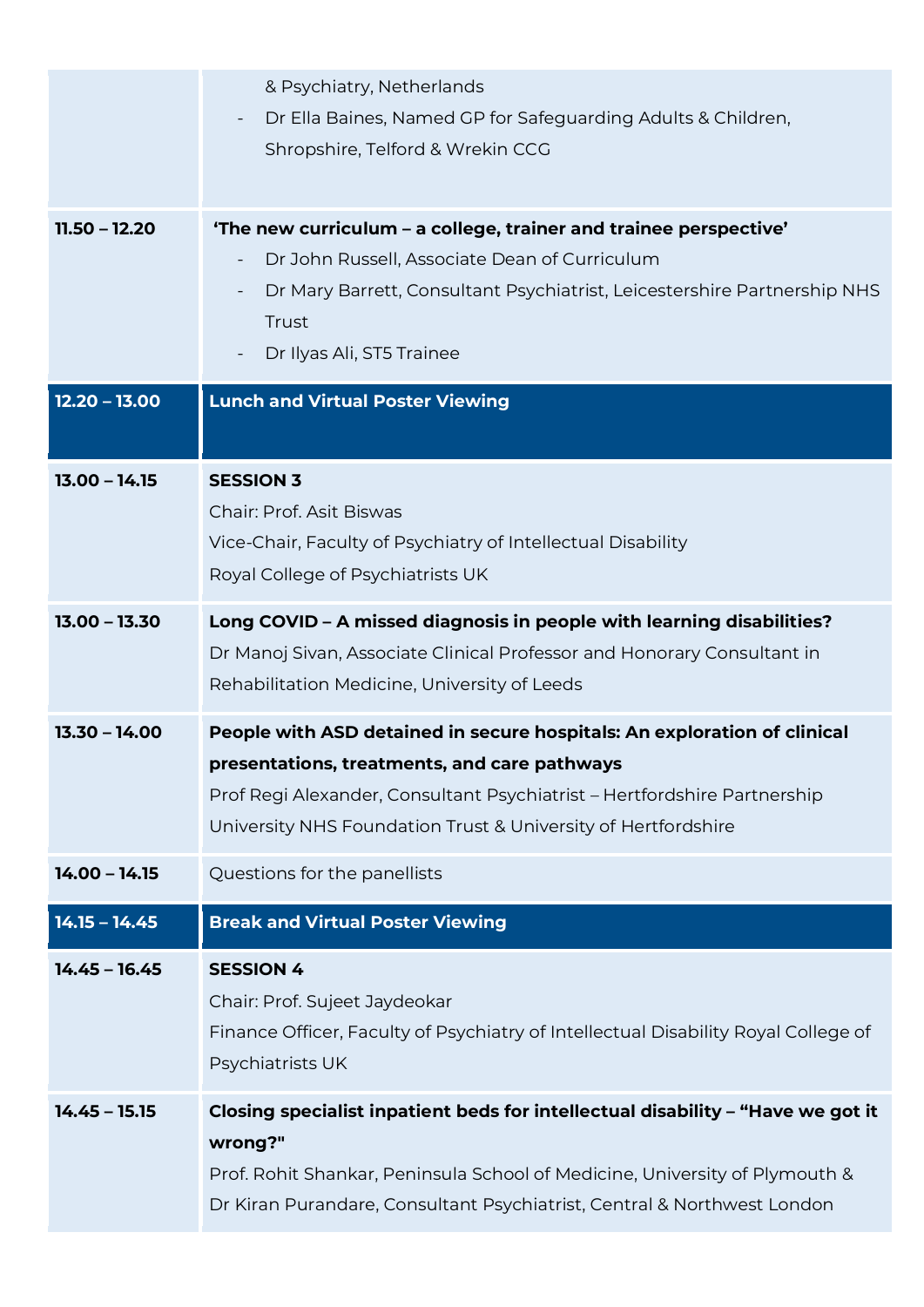| | |
|---|---|
| | & Psychiatry, Netherlands<br>- Dr Ella Baines, Named GP for Safeguarding Adults & Children, Shropshire, Telford & Wrekin CCG |
| **11.50 – 12.20** | **'The new curriculum – a college, trainer and trainee perspective'**<br>- Dr John Russell, Associate Dean of Curriculum<br>- Dr Mary Barrett, Consultant Psychiatrist, Leicestershire Partnership NHS Trust<br>- Dr Ilyas Ali, ST5 Trainee |
| **12.20 – 13.00** | **Lunch and Virtual Poster Viewing** |
| **13.00 – 14.15** | **SESSION 3**<br>Chair: Prof. Asit Biswas<br>Vice-Chair, Faculty of Psychiatry of Intellectual Disability<br>Royal College of Psychiatrists UK |
| **13.00 – 13.30** | **Long COVID – A missed diagnosis in people with learning disabilities?**<br>Dr Manoj Sivan, Associate Clinical Professor and Honorary Consultant in Rehabilitation Medicine, University of Leeds |
| **13.30 – 14.00** | **People with ASD detained in secure hospitals: An exploration of clinical presentations, treatments, and care pathways**<br>Prof Regi Alexander, Consultant Psychiatrist – Hertfordshire Partnership University NHS Foundation Trust & University of Hertfordshire |
| **14.00 – 14.15** | Questions for the panellists |
| **14.15 – 14.45** | **Break and Virtual Poster Viewing** |
| **14.45 – 16.45** | **SESSION 4**<br>Chair: Prof. Sujeet Jaydeokar<br>Finance Officer, Faculty of Psychiatry of Intellectual Disability Royal College of Psychiatrists UK |
| **14.45 – 15.15** | **Closing specialist inpatient beds for intellectual disability – "Have we got it wrong?"**<br>Prof. Rohit Shankar, Peninsula School of Medicine, University of Plymouth & Dr Kiran Purandare, Consultant Psychiatrist, Central & Northwest London |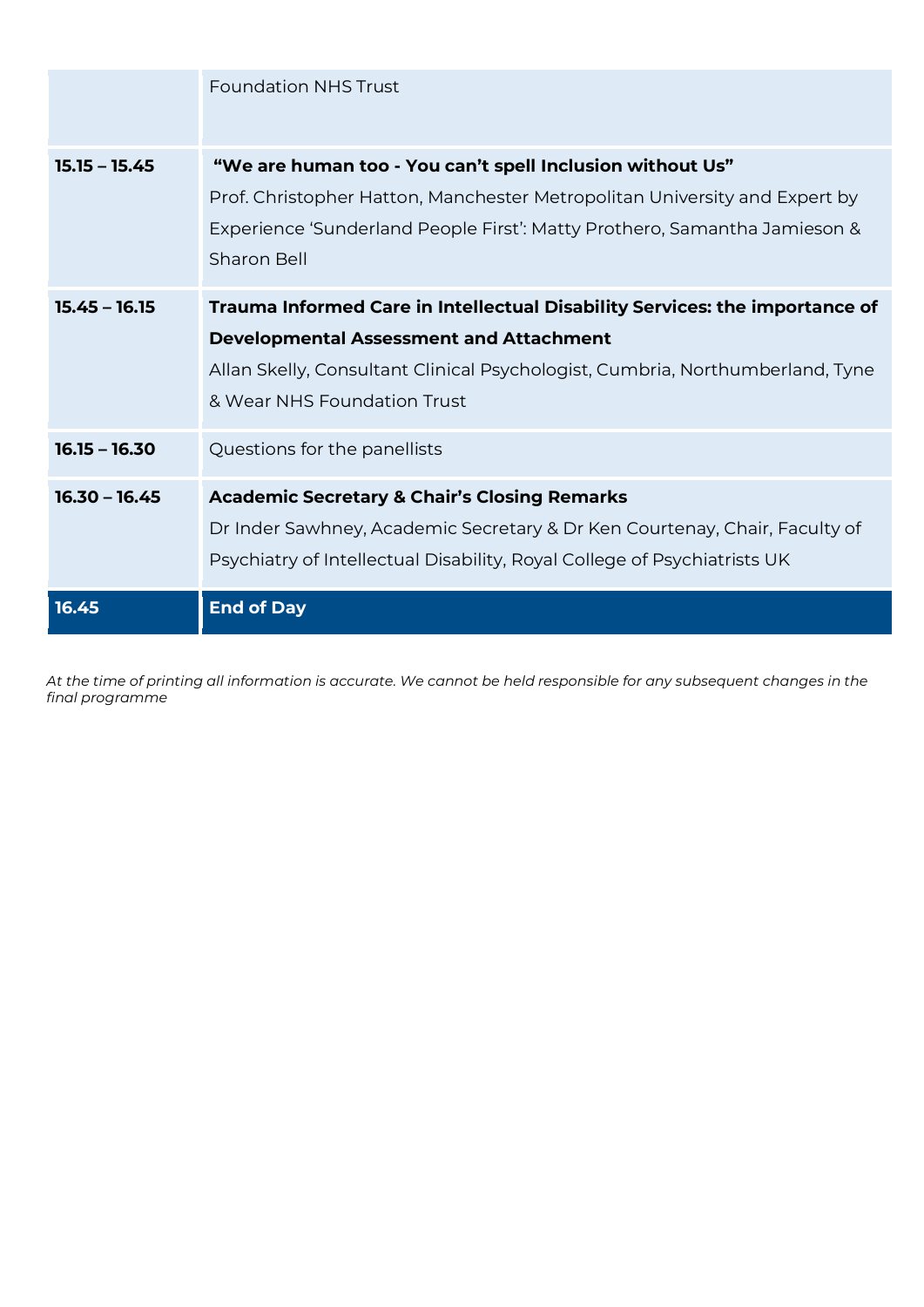| | |
|---|---|
| | Foundation NHS Trust |
| **15.15 – 15.45** | **"We are human too - You can't spell Inclusion without Us"** Prof. Christopher Hatton, Manchester Metropolitan University and Expert by Experience 'Sunderland People First': Matty Prothero, Samantha Jamieson & Sharon Bell |
| **15.45 – 16.15** | **Trauma Informed Care in Intellectual Disability Services: the importance of Developmental Assessment and Attachment** Allan Skelly, Consultant Clinical Psychologist, Cumbria, Northumberland, Tyne & Wear NHS Foundation Trust |
| **16.15 – 16.30** | Questions for the panellists |
| **16.30 – 16.45** | **Academic Secretary & Chair's Closing Remarks** Dr Inder Sawhney, Academic Secretary & Dr Ken Courtenay, Chair, Faculty of Psychiatry of Intellectual Disability, Royal College of Psychiatrists UK |
| **16.45** | **End of Day** |

*At the time of printing all information is accurate. We cannot be held responsible for any subsequent changes in the final programme*